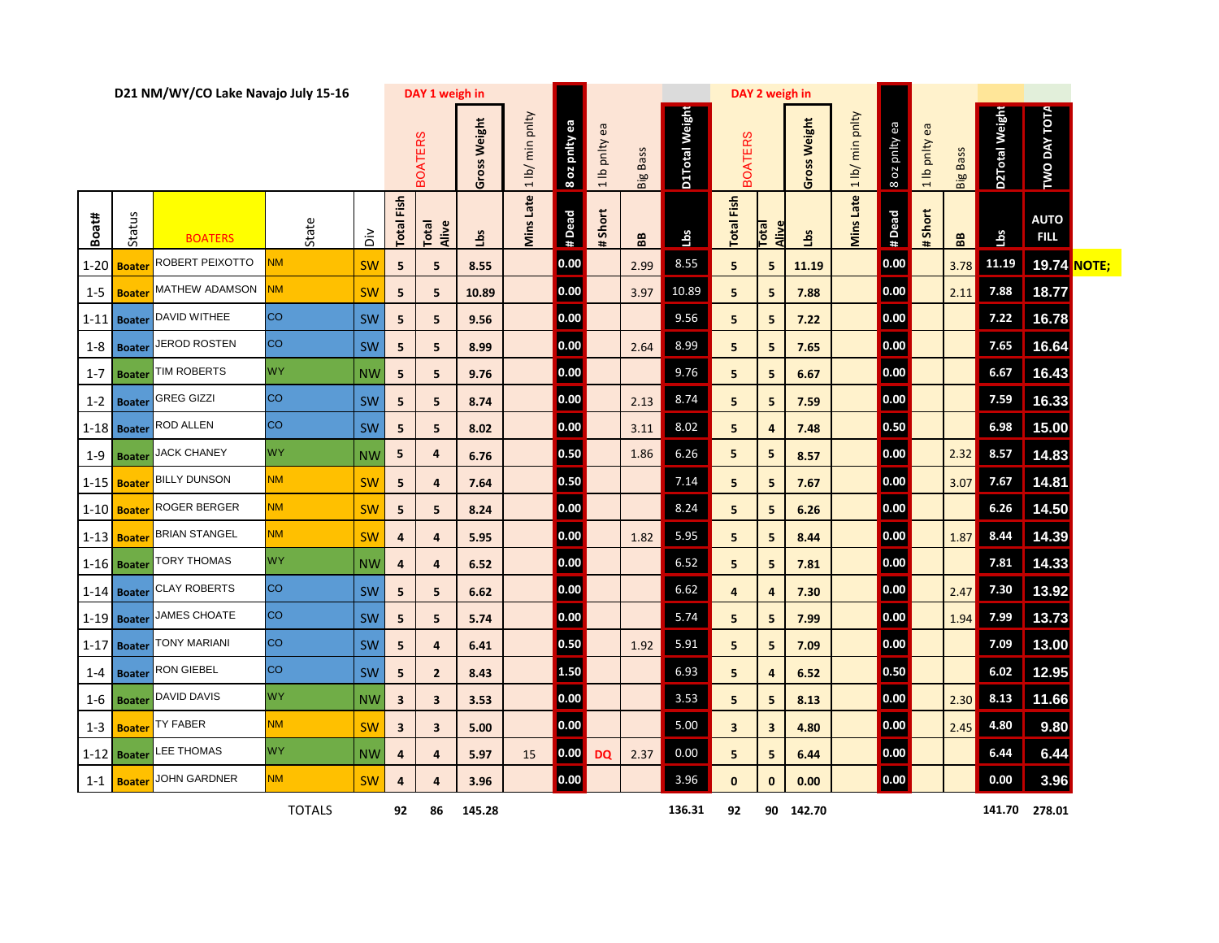**D21 NM/WY/CO Lake Navajo July 15-16**

| | | | | | DAY 1 weigh in | | | | | | | | | DAY 2 weigh in | | | | | | | | | | |
|---|---|---|---|---|---|---|---|---|---|---|---|---|---|---|---|---|---|---|---|---|---|---|---|
| | | | | | BOATERS | | Gross Weight | 1 lb/ min pnlty | 8 oz pnlty ea | 1 lb pnlty ea | Big Bass | D1Total Weight | BOATERS | | Gross Weight | 1 lb/ min pnlty | 8 oz pnlty ea | 1 lb pnlty ea | Big Bass | D2Total Weight | TWO DAY TOTAL | |
| Boat# | Status | BOATERS | State | Div | Total Fish | Total Alive | Lbs | Mins Late | # Dead | # Short | BB | Lbs | Total Fish | Total Alive | Lbs | Mins Late | # Dead | # Short | BB | Lbs | AUTO FILL | |
| 1-20 | Boater | ROBERT PEIXOTTO | NM | SW | 5 | 5 | 8.55 | | 0.00 | | 2.99 | 8.55 | 5 | 5 | 11.19 | | 0.00 | | 3.78 | 11.19 | 19.74 | NOTE; |
| 1-5 | Boater | MATHEW ADAMSON | NM | SW | 5 | 5 | 10.89 | | 0.00 | | 3.97 | 10.89 | 5 | 5 | 7.88 | | 0.00 | | 2.11 | 7.88 | 18.77 | |
| 1-11 | Boater | DAVID WITHEE | CO | SW | 5 | 5 | 9.56 | | 0.00 | | | 9.56 | 5 | 5 | 7.22 | | 0.00 | | | 7.22 | 16.78 | |
| 1-8 | Boater | JEROD ROSTEN | CO | SW | 5 | 5 | 8.99 | | 0.00 | | 2.64 | 8.99 | 5 | 5 | 7.65 | | 0.00 | | | 7.65 | 16.64 | |
| 1-7 | Boater | TIM ROBERTS | WY | NW | 5 | 5 | 9.76 | | 0.00 | | | 9.76 | 5 | 5 | 6.67 | | 0.00 | | | 6.67 | 16.43 | |
| 1-2 | Boater | GREG GIZZI | CO | SW | 5 | 5 | 8.74 | | 0.00 | | 2.13 | 8.74 | 5 | 5 | 7.59 | | 0.00 | | | 7.59 | 16.33 | |
| 1-18 | Boater | ROD ALLEN | CO | SW | 5 | 5 | 8.02 | | 0.00 | | 3.11 | 8.02 | 5 | 4 | 7.48 | | 0.50 | | | 6.98 | 15.00 | |
| 1-9 | Boater | JACK CHANEY | WY | NW | 5 | 4 | 6.76 | | 0.50 | | 1.86 | 6.26 | 5 | 5 | 8.57 | | 0.00 | | 2.32 | 8.57 | 14.83 | |
| 1-15 | Boater | BILLY DUNSON | NM | SW | 5 | 4 | 7.64 | | 0.50 | | | 7.14 | 5 | 5 | 7.67 | | 0.00 | | 3.07 | 7.67 | 14.81 | |
| 1-10 | Boater | ROGER BERGER | NM | SW | 5 | 5 | 8.24 | | 0.00 | | | 8.24 | 5 | 5 | 6.26 | | 0.00 | | | 6.26 | 14.50 | |
| 1-13 | Boater | BRIAN STANGEL | NM | SW | 4 | 4 | 5.95 | | 0.00 | | 1.82 | 5.95 | 5 | 5 | 8.44 | | 0.00 | | 1.87 | 8.44 | 14.39 | |
| 1-16 | Boater | TORY THOMAS | WY | NW | 4 | 4 | 6.52 | | 0.00 | | | 6.52 | 5 | 5 | 7.81 | | 0.00 | | | 7.81 | 14.33 | |
| 1-14 | Boater | CLAY ROBERTS | CO | SW | 5 | 5 | 6.62 | | 0.00 | | | 6.62 | 4 | 4 | 7.30 | | 0.00 | | 2.47 | 7.30 | 13.92 | |
| 1-19 | Boater | JAMES CHOATE | CO | SW | 5 | 5 | 5.74 | | 0.00 | | | 5.74 | 5 | 5 | 7.99 | | 0.00 | | 1.94 | 7.99 | 13.73 | |
| 1-17 | Boater | TONY MARIANI | CO | SW | 5 | 4 | 6.41 | | 0.50 | | 1.92 | 5.91 | 5 | 5 | 7.09 | | 0.00 | | | 7.09 | 13.00 | |
| 1-4 | Boater | RON GIEBEL | CO | SW | 5 | 2 | 8.43 | | 1.50 | | | 6.93 | 5 | 4 | 6.52 | | 0.50 | | | 6.02 | 12.95 | |
| 1-6 | Boater | DAVID DAVIS | WY | NW | 3 | 3 | 3.53 | | 0.00 | | | 3.53 | 5 | 5 | 8.13 | | 0.00 | | 2.30 | 8.13 | 11.66 | |
| 1-3 | Boater | TY FABER | NM | SW | 3 | 3 | 5.00 | | 0.00 | | | 5.00 | 3 | 3 | 4.80 | | 0.00 | | 2.45 | 4.80 | 9.80 | |
| 1-12 | Boater | LEE THOMAS | WY | NW | 4 | 4 | 5.97 | 15 | 0.00 | DQ | 2.37 | 0.00 | 5 | 5 | 6.44 | | 0.00 | | | 6.44 | 6.44 | |
| 1-1 | Boater | JOHN GARDNER | NM | SW | 4 | 4 | 3.96 | | 0.00 | | | 3.96 | 0 | 0 | 0.00 | | 0.00 | | | 0.00 | 3.96 | |
| | | | TOTALS | | 92 | 86 | 145.28 | | | | | 136.31 | 92 | 90 | 142.70 | | | | | 141.70 | 278.01 | |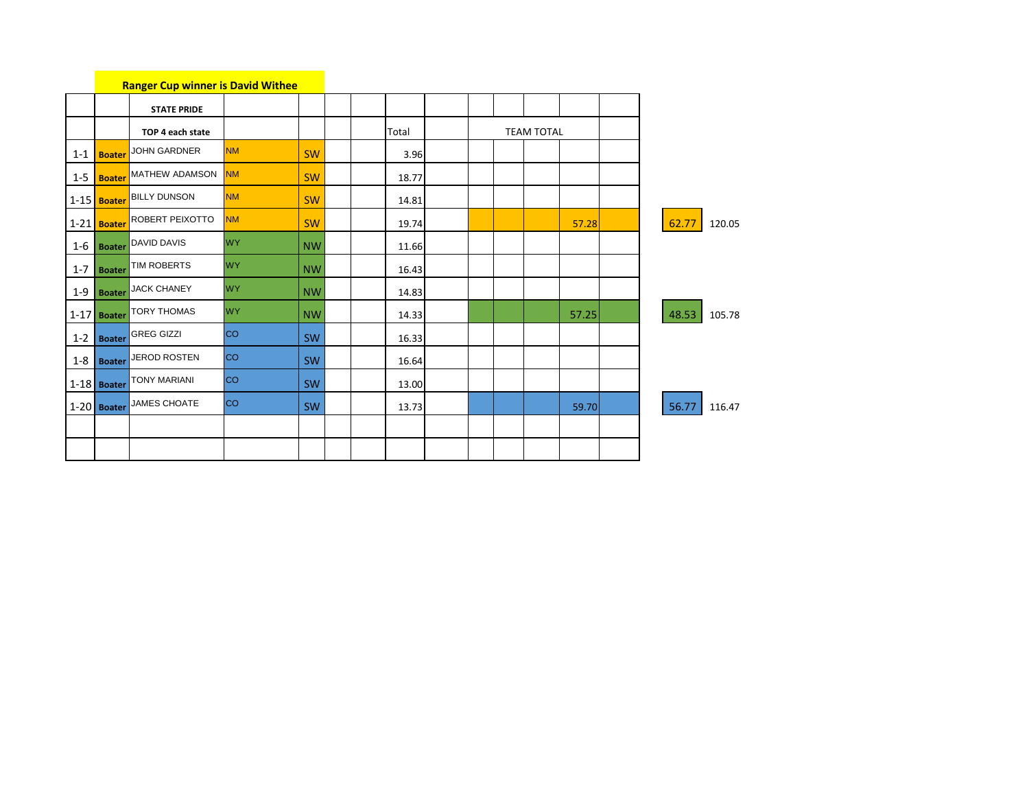**Ranger Cup winner is David Withee**

| | | STATE PRIDE | | | | | | | | | | | | | | |
|---|---|---|---|---|---|---|---|---|---|---|---|---|---|---|---|---|
| | | **TOP 4 each state** | | | | | Total | | | TEAM TOTAL | | | | | | |
| 1-1 | **Boater** | JOHN GARDNER | NM | SW | | | 3.96 | | | | | | | | | |
| 1-5 | **Boater** | MATHEW ADAMSON | NM | SW | | | 18.77 | | | | | | | | | |
| 1-15 | **Boater** | BILLY DUNSON | NM | SW | | | 14.81 | | | | | | | | | |
| 1-21 | **Boater** | ROBERT PEIXOTTO | NM | SW | | | 19.74 | | | | | 57.28 | | | 62.77 | 120.05 |
| 1-6 | **Boater** | DAVID DAVIS | WY | NW | | | 11.66 | | | | | | | | | |
| 1-7 | **Boater** | TIM ROBERTS | WY | NW | | | 16.43 | | | | | | | | | |
| 1-9 | **Boater** | JACK CHANEY | WY | NW | | | 14.83 | | | | | | | | | |
| 1-17 | **Boater** | TORY THOMAS | WY | NW | | | 14.33 | | | | | 57.25 | | | 48.53 | 105.78 |
| 1-2 | **Boater** | GREG GIZZI | CO | SW | | | 16.33 | | | | | | | | | |
| 1-8 | **Boater** | JEROD ROSTEN | CO | SW | | | 16.64 | | | | | | | | | |
| 1-18 | **Boater** | TONY MARIANI | CO | SW | | | 13.00 | | | | | | | | | |
| 1-20 | **Boater** | JAMES CHOATE | CO | SW | | | 13.73 | | | | | 59.70 | | | 56.77 | 116.47 |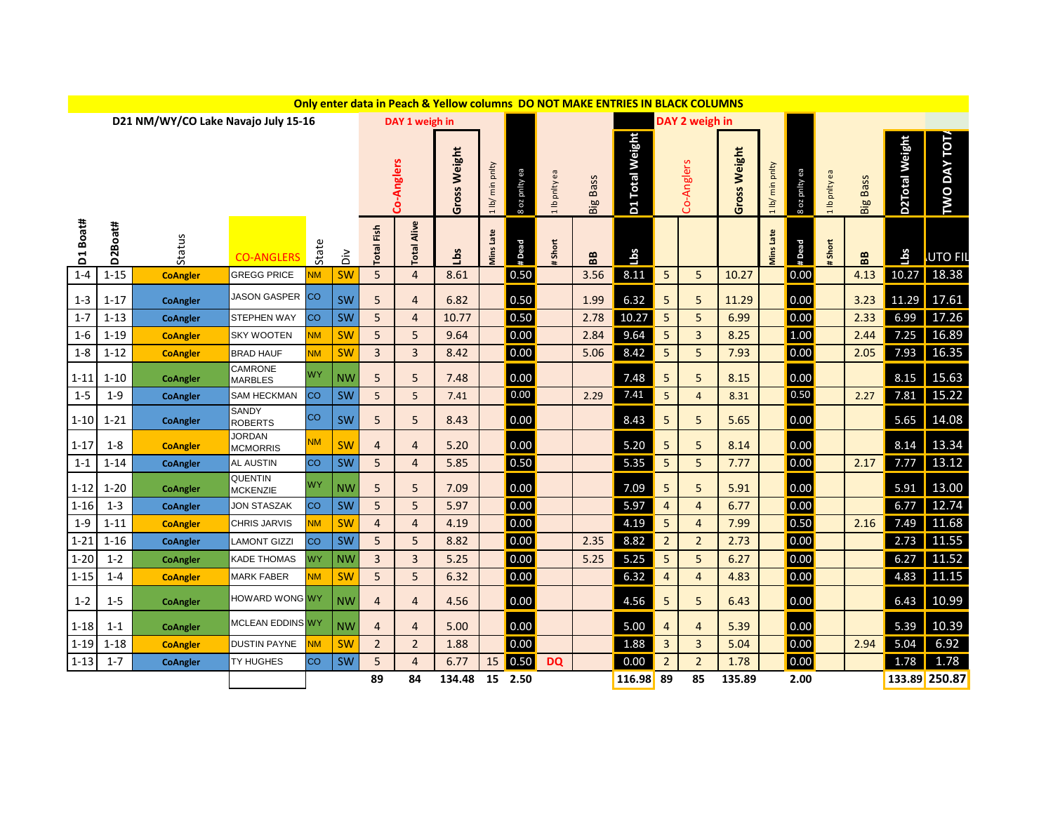**Only enter data in Peach & Yellow columns DO NOT MAKE ENTRIES IN BLACK COLUMNS**

D21 NM/WY/CO Lake Navajo July 15-16

| | | | | | | DAY 1 weigh in | | | | | | | | | DAY 2 weigh in | | | | | | | | | |
|---|---|---|---|---|---|---|---|---|---|---|---|---|---|---|---|---|---|---|---|---|---|---|---|---|
| | | | | | | Co-Anglers | | Gross Weight | 1 lb/ min pnlty | 8 oz pnlty ea | 1 lb pnlty ea | Big Bass | D1 Total Weight | Co-Anglers | | Gross Weight | 1 lb/ min pnlty | 8 oz pnlty ea | 1 lb pnlty ea | Big Bass | D2Total Weight | TWO DAY TOTA |
| D1 Boat# | D2Boat# | Status | CO-ANGLERS | State | Div | Total Fish | Total Alive | Lbs | Mins Late | # Dead | # Short | BB | Lbs | | | | Mins Late | # Dead | # Short | BB | Lbs | UTO FIL |
| 1-4 | 1-15 | CoAngler | GREGG PRICE | NM | SW | 5 | 4 | 8.61 | | 0.50 | | 3.56 | 8.11 | 5 | 5 | 10.27 | | 0.00 | | 4.13 | 10.27 | 18.38 |
| 1-3 | 1-17 | CoAngler | JASON GASPER | CO | SW | 5 | 4 | 6.82 | | 0.50 | | 1.99 | 6.32 | 5 | 5 | 11.29 | | 0.00 | | 3.23 | 11.29 | 17.61 |
| 1-7 | 1-13 | CoAngler | STEPHEN WAY | CO | SW | 5 | 4 | 10.77 | | 0.50 | | 2.78 | 10.27 | 5 | 5 | 6.99 | | 0.00 | | 2.33 | 6.99 | 17.26 |
| 1-6 | 1-19 | CoAngler | SKY WOOTEN | NM | SW | 5 | 5 | 9.64 | | 0.00 | | 2.84 | 9.64 | 5 | 3 | 8.25 | | 1.00 | | 2.44 | 7.25 | 16.89 |
| 1-8 | 1-12 | CoAngler | BRAD HAUF | NM | SW | 3 | 3 | 8.42 | | 0.00 | | 5.06 | 8.42 | 5 | 5 | 7.93 | | 0.00 | | 2.05 | 7.93 | 16.35 |
| 1-11 | 1-10 | CoAngler | CAMRONE MARBLES | WY | NW | 5 | 5 | 7.48 | | 0.00 | | | 7.48 | 5 | 5 | 8.15 | | 0.00 | | | 8.15 | 15.63 |
| 1-5 | 1-9 | CoAngler | SAM HECKMAN | CO | SW | 5 | 5 | 7.41 | | 0.00 | | 2.29 | 7.41 | 5 | 4 | 8.31 | | 0.50 | | 2.27 | 7.81 | 15.22 |
| 1-10 | 1-21 | CoAngler | SANDY ROBERTS | CO | SW | 5 | 5 | 8.43 | | 0.00 | | | 8.43 | 5 | 5 | 5.65 | | 0.00 | | | 5.65 | 14.08 |
| 1-17 | 1-8 | CoAngler | JORDAN MCMORRIS | NM | SW | 4 | 4 | 5.20 | | 0.00 | | | 5.20 | 5 | 5 | 8.14 | | 0.00 | | | 8.14 | 13.34 |
| 1-1 | 1-14 | CoAngler | AL AUSTIN | CO | SW | 5 | 4 | 5.85 | | 0.50 | | | 5.35 | 5 | 5 | 7.77 | | 0.00 | | 2.17 | 7.77 | 13.12 |
| 1-12 | 1-20 | CoAngler | QUENTIN MCKENZIE | WY | NW | 5 | 5 | 7.09 | | 0.00 | | | 7.09 | 5 | 5 | 5.91 | | 0.00 | | | 5.91 | 13.00 |
| 1-16 | 1-3 | CoAngler | JON STASZAK | CO | SW | 5 | 5 | 5.97 | | 0.00 | | | 5.97 | 4 | 4 | 6.77 | | 0.00 | | | 6.77 | 12.74 |
| 1-9 | 1-11 | CoAngler | CHRIS JARVIS | NM | SW | 4 | 4 | 4.19 | | 0.00 | | | 4.19 | 5 | 4 | 7.99 | | 0.50 | | 2.16 | 7.49 | 11.68 |
| 1-21 | 1-16 | CoAngler | LAMONT GIZZI | CO | SW | 5 | 5 | 8.82 | | 0.00 | | 2.35 | 8.82 | 2 | 2 | 2.73 | | 0.00 | | | 2.73 | 11.55 |
| 1-20 | 1-2 | CoAngler | KADE THOMAS | WY | NW | 3 | 3 | 5.25 | | 0.00 | | 5.25 | 5.25 | 5 | 5 | 6.27 | | 0.00 | | | 6.27 | 11.52 |
| 1-15 | 1-4 | CoAngler | MARK FABER | NM | SW | 5 | 5 | 6.32 | | 0.00 | | | 6.32 | 4 | 4 | 4.83 | | 0.00 | | | 4.83 | 11.15 |
| 1-2 | 1-5 | CoAngler | HOWARD WONG | WY | NW | 4 | 4 | 4.56 | | 0.00 | | | 4.56 | 5 | 5 | 6.43 | | 0.00 | | | 6.43 | 10.99 |
| 1-18 | 1-1 | CoAngler | MCLEAN EDDINS | WY | NW | 4 | 4 | 5.00 | | 0.00 | | | 5.00 | 4 | 4 | 5.39 | | 0.00 | | | 5.39 | 10.39 |
| 1-19 | 1-18 | CoAngler | DUSTIN PAYNE | NM | SW | 2 | 2 | 1.88 | | 0.00 | | | 1.88 | 3 | 3 | 5.04 | | 0.00 | | 2.94 | 5.04 | 6.92 |
| 1-13 | 1-7 | CoAngler | TY HUGHES | CO | SW | 5 | 4 | 6.77 | 15 | 0.50 | DQ | | 0.00 | 2 | 2 | 1.78 | | 0.00 | | | 1.78 | 1.78 |
| | | | | | | 89 | 84 | 134.48 | 15 | 2.50 | | | 116.98 | 89 | 85 | 135.89 | | 2.00 | | | 133.89 | 250.87 |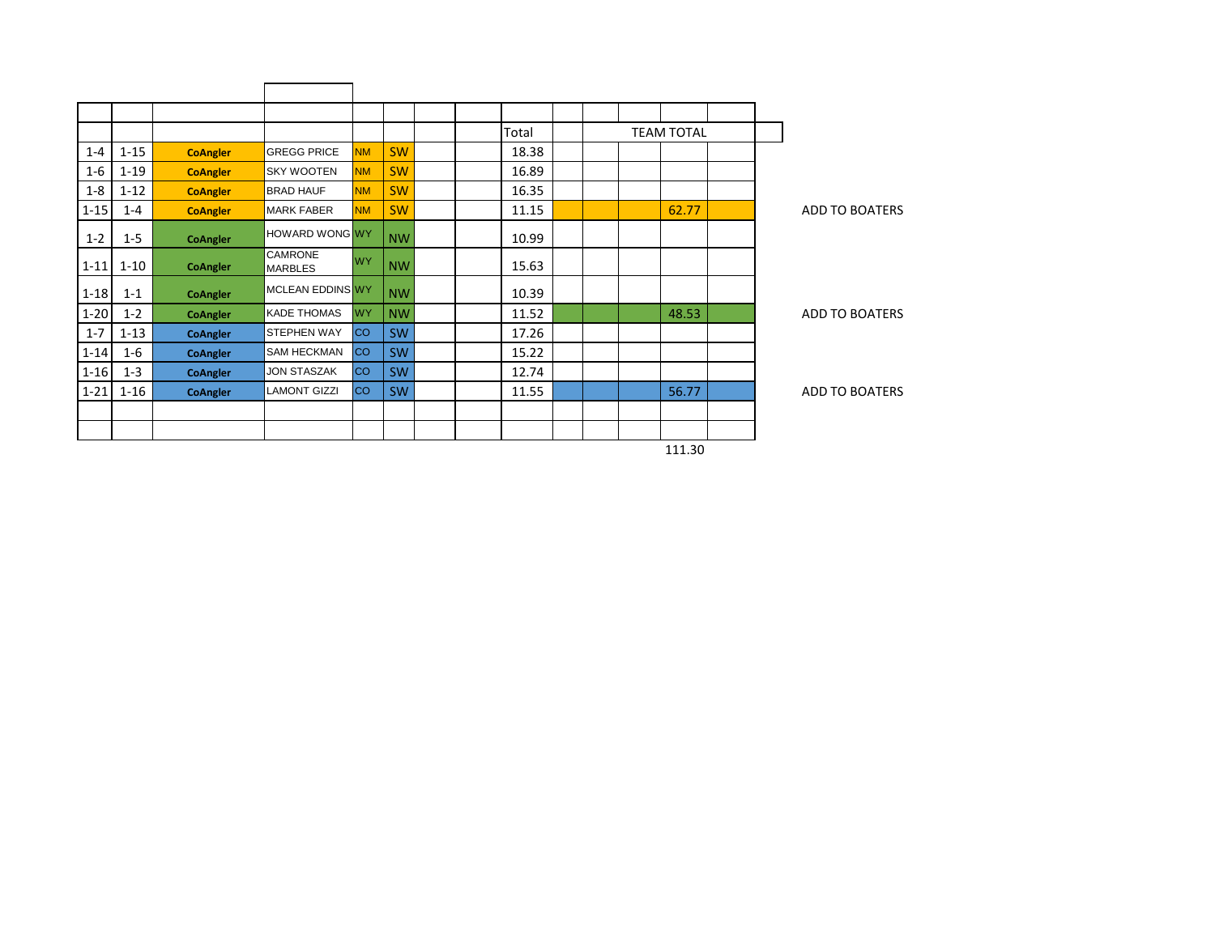| | | | | | | | | | | | | | | | |
|---|---|---|---|---|---|---|---|---|---|---|---|---|---|---|---|
| | | | | | | | | Total | | TEAM TOTAL | | | | | |
| 1-4 | 1-15 | CoAngler | GREGG PRICE | NM | SW | | | 18.38 | | | | | | | |
| 1-6 | 1-19 | CoAngler | SKY WOOTEN | NM | SW | | | 16.89 | | | | | | | |
| 1-8 | 1-12 | CoAngler | BRAD HAUF | NM | SW | | | 16.35 | | | | | | | |
| 1-15 | 1-4 | CoAngler | MARK FABER | NM | SW | | | 11.15 | | | | 62.77 | | | ADD TO BOATERS |
| 1-2 | 1-5 | CoAngler | HOWARD WONG | WY | NW | | | 10.99 | | | | | | | |
| 1-11 | 1-10 | CoAngler | CAMRONE MARBLES | WY | NW | | | 15.63 | | | | | | | |
| 1-18 | 1-1 | CoAngler | MCLEAN EDDINS | WY | NW | | | 10.39 | | | | | | | |
| 1-20 | 1-2 | CoAngler | KADE THOMAS | WY | NW | | | 11.52 | | | | 48.53 | | | ADD TO BOATERS |
| 1-7 | 1-13 | CoAngler | STEPHEN WAY | CO | SW | | | 17.26 | | | | | | | |
| 1-14 | 1-6 | CoAngler | SAM HECKMAN | CO | SW | | | 15.22 | | | | | | | |
| 1-16 | 1-3 | CoAngler | JON STASZAK | CO | SW | | | 12.74 | | | | | | | |
| 1-21 | 1-16 | CoAngler | LAMONT GIZZI | CO | SW | | | 11.55 | | | | 56.77 | | | ADD TO BOATERS |
| | | | | | | | | | | | | | | | |
| | | | | | | | | | | | | | | | |
| | | | | | | | | | | | | 111.30 | | | |